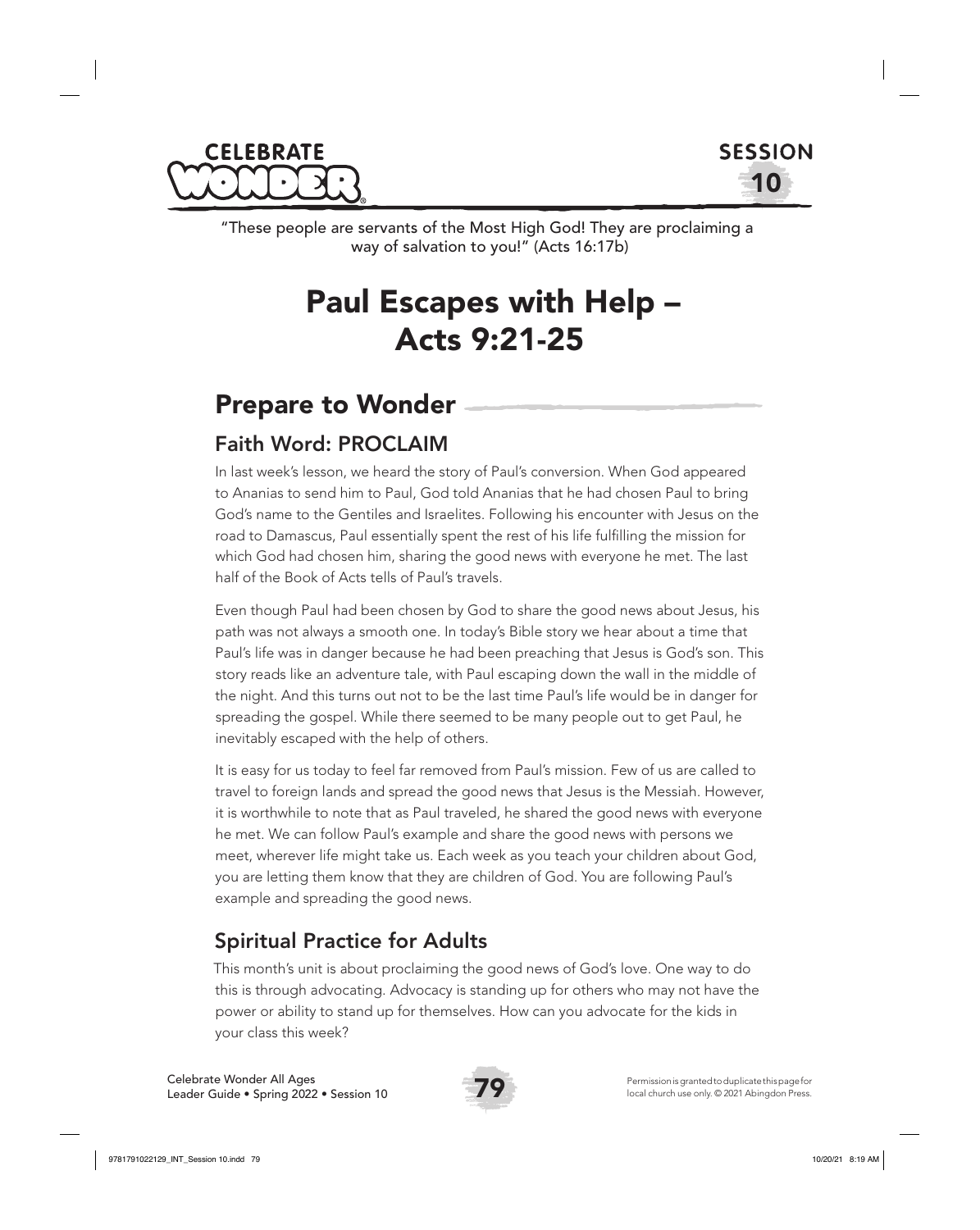CELEBRATE WONDER

SESSION 10

"These people are servants of the Most High God! They are proclaiming a way of salvation to you!" (Acts 16:17b)

# Paul Escapes with Help – Acts 9:21-25

## Prepare to Wonder

### Faith Word: PROCLAIM

In last week's lesson, we heard the story of Paul's conversion. When God appeared to Ananias to send him to Paul, God told Ananias that he had chosen Paul to bring God's name to the Gentiles and Israelites. Following his encounter with Jesus on the road to Damascus, Paul essentially spent the rest of his life fulfilling the mission for which God had chosen him, sharing the good news with everyone he met. The last half of the Book of Acts tells of Paul's travels.

Even though Paul had been chosen by God to share the good news about Jesus, his path was not always a smooth one. In today's Bible story we hear about a time that Paul's life was in danger because he had been preaching that Jesus is God's son. This story reads like an adventure tale, with Paul escaping down the wall in the middle of the night. And this turns out not to be the last time Paul's life would be in danger for spreading the gospel. While there seemed to be many people out to get Paul, he inevitably escaped with the help of others.

It is easy for us today to feel far removed from Paul's mission. Few of us are called to travel to foreign lands and spread the good news that Jesus is the Messiah. However, it is worthwhile to note that as Paul traveled, he shared the good news with everyone he met. We can follow Paul's example and share the good news with persons we meet, wherever life might take us. Each week as you teach your children about God, you are letting them know that they are children of God. You are following Paul's example and spreading the good news.

### Spiritual Practice for Adults

This month's unit is about proclaiming the good news of God's love. One way to do this is through advocating. Advocacy is standing up for others who may not have the power or ability to stand up for themselves. How can you advocate for the kids in your class this week?

Permission is granted to duplicate this page for local church use only. © 2021 Abingdon Press.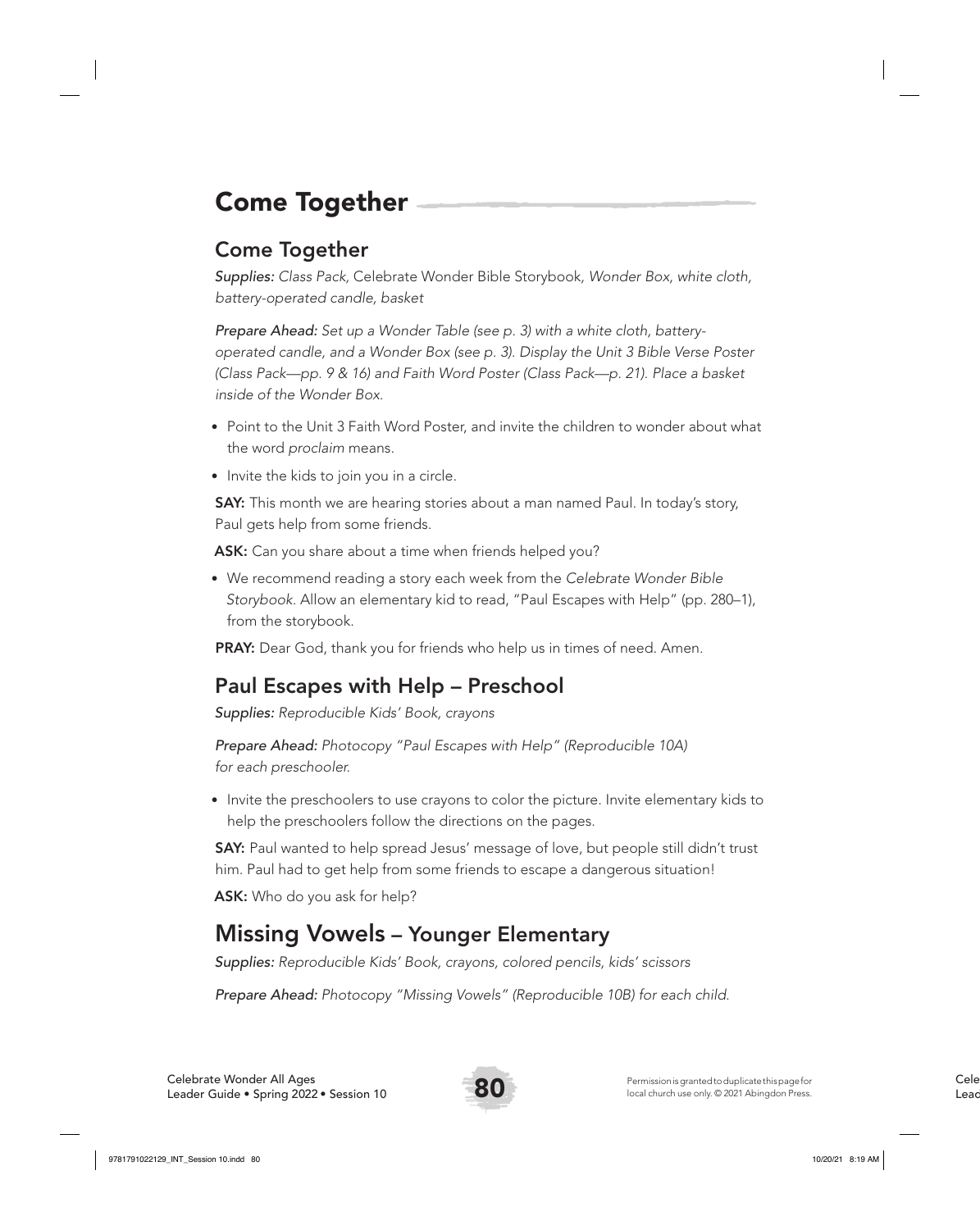# Come Together

## Come Together

*Supplies: Class Pack,* Celebrate Wonder Bible Storybook*, Wonder Box, white cloth, battery-operated candle, basket*

*Prepare Ahead: Set up a Wonder Table (see p. 3) with a white cloth, battery-operated candle, and a Wonder Box (see p. 3). Display the Unit 3 Bible Verse Poster (Class Pack—pp. 9 & 16) and Faith Word Poster (Class Pack—p. 21). Place a basket inside of the Wonder Box.*

- Point to the Unit 3 Faith Word Poster, and invite the children to wonder about what the word *proclaim* means.
- Invite the kids to join you in a circle.

**SAY:** This month we are hearing stories about a man named Paul. In today's story, Paul gets help from some friends.

**ASK:** Can you share about a time when friends helped you?

- We recommend reading a story each week from the *Celebrate Wonder Bible Storybook*. Allow an elementary kid to read, "Paul Escapes with Help" (pp. 280–1), from the storybook.

**PRAY:** Dear God, thank you for friends who help us in times of need. Amen.

## Paul Escapes with Help – Preschool

*Supplies: Reproducible Kids' Book, crayons*

*Prepare Ahead: Photocopy "Paul Escapes with Help" (Reproducible 10A) for each preschooler.*

- Invite the preschoolers to use crayons to color the picture. Invite elementary kids to help the preschoolers follow the directions on the pages.

**SAY:** Paul wanted to help spread Jesus' message of love, but people still didn't trust him. Paul had to get help from some friends to escape a dangerous situation!

**ASK:** Who do you ask for help?

## Missing Vowels – Younger Elementary

*Supplies: Reproducible Kids' Book, crayons, colored pencils, kids' scissors*

*Prepare Ahead: Photocopy "Missing Vowels" (Reproducible 10B) for each child.*

Permission is granted to duplicate this page for local church use only. © 2021 Abingdon Press.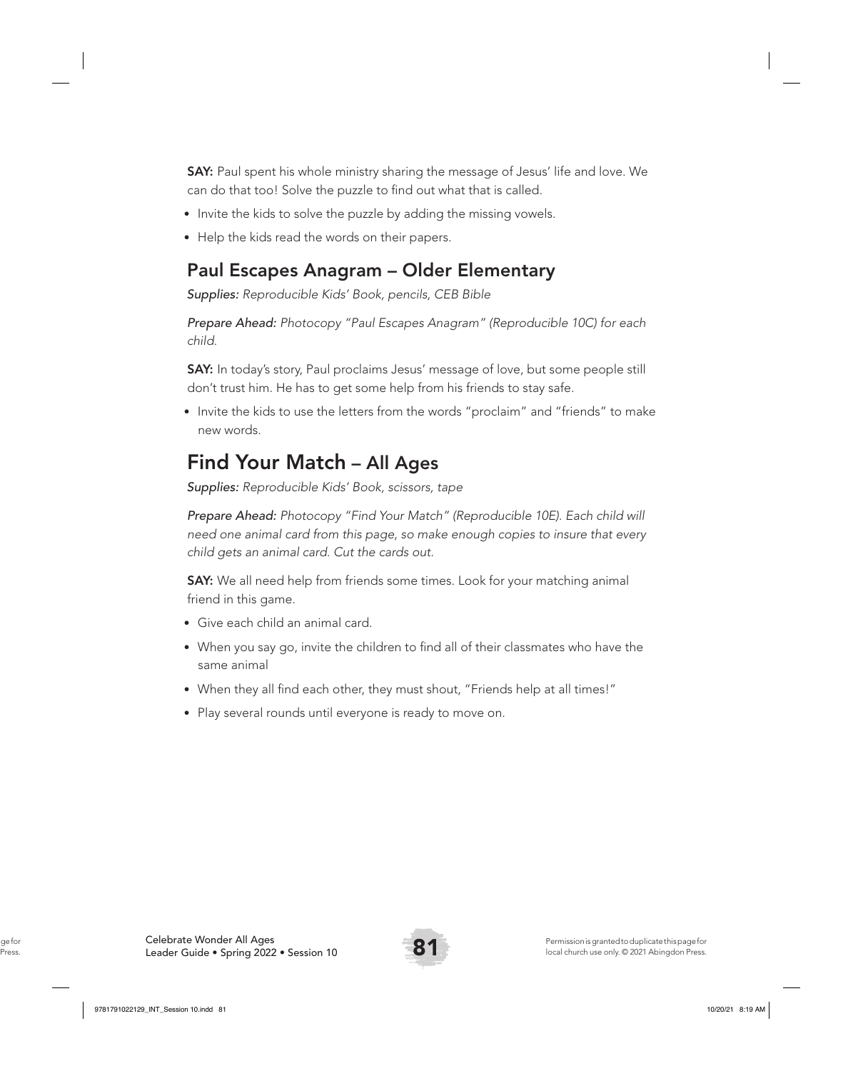**SAY:** Paul spent his whole ministry sharing the message of Jesus' life and love. We can do that too! Solve the puzzle to find out what that is called.

- Invite the kids to solve the puzzle by adding the missing vowels.
- Help the kids read the words on their papers.

## Paul Escapes Anagram – Older Elementary

*Supplies: Reproducible Kids' Book, pencils, CEB Bible*

*Prepare Ahead: Photocopy "Paul Escapes Anagram" (Reproducible 10C) for each child.*

**SAY:** In today's story, Paul proclaims Jesus' message of love, but some people still don't trust him. He has to get some help from his friends to stay safe.

- Invite the kids to use the letters from the words "proclaim" and "friends" to make new words.

## Find Your Match – All Ages

*Supplies: Reproducible Kids' Book, scissors, tape*

*Prepare Ahead: Photocopy "Find Your Match" (Reproducible 10E). Each child will need one animal card from this page, so make enough copies to insure that every child gets an animal card. Cut the cards out.*

**SAY:** We all need help from friends some times. Look for your matching animal friend in this game.

- Give each child an animal card.
- When you say go, invite the children to find all of their classmates who have the same animal
- When they all find each other, they must shout, "Friends help at all times!"
- Play several rounds until everyone is ready to move on.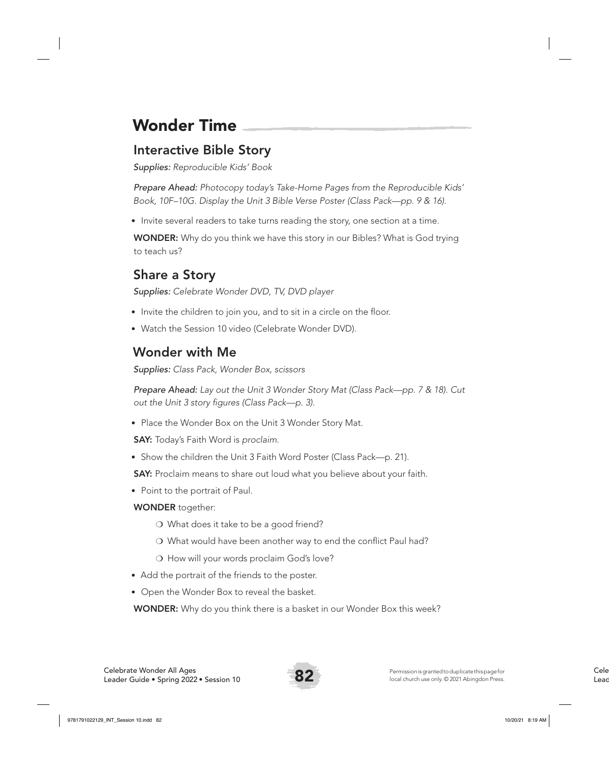# Wonder Time

## Interactive Bible Story

*Supplies: Reproducible Kids' Book*

*Prepare Ahead: Photocopy today's Take-Home Pages from the Reproducible Kids' Book, 10F–10G. Display the Unit 3 Bible Verse Poster (Class Pack—pp. 9 & 16).*

- Invite several readers to take turns reading the story, one section at a time.

**WONDER:** Why do you think we have this story in our Bibles? What is God trying to teach us?

## Share a Story

*Supplies: Celebrate Wonder DVD, TV, DVD player*

- Invite the children to join you, and to sit in a circle on the floor.
- Watch the Session 10 video (Celebrate Wonder DVD).

## Wonder with Me

*Supplies: Class Pack, Wonder Box, scissors*

*Prepare Ahead: Lay out the Unit 3 Wonder Story Mat (Class Pack—pp. 7 & 18). Cut out the Unit 3 story figures (Class Pack—p. 3).*

- Place the Wonder Box on the Unit 3 Wonder Story Mat.

**SAY:** Today's Faith Word is *proclaim.*

- Show the children the Unit 3 Faith Word Poster (Class Pack—p. 21).

**SAY:** Proclaim means to share out loud what you believe about your faith.

- Point to the portrait of Paul.

**WONDER** together:

- ❍ What does it take to be a good friend?
- ❍ What would have been another way to end the conflict Paul had?
- ❍ How will your words proclaim God's love?

- Add the portrait of the friends to the poster.
- Open the Wonder Box to reveal the basket.

**WONDER:** Why do you think there is a basket in our Wonder Box this week?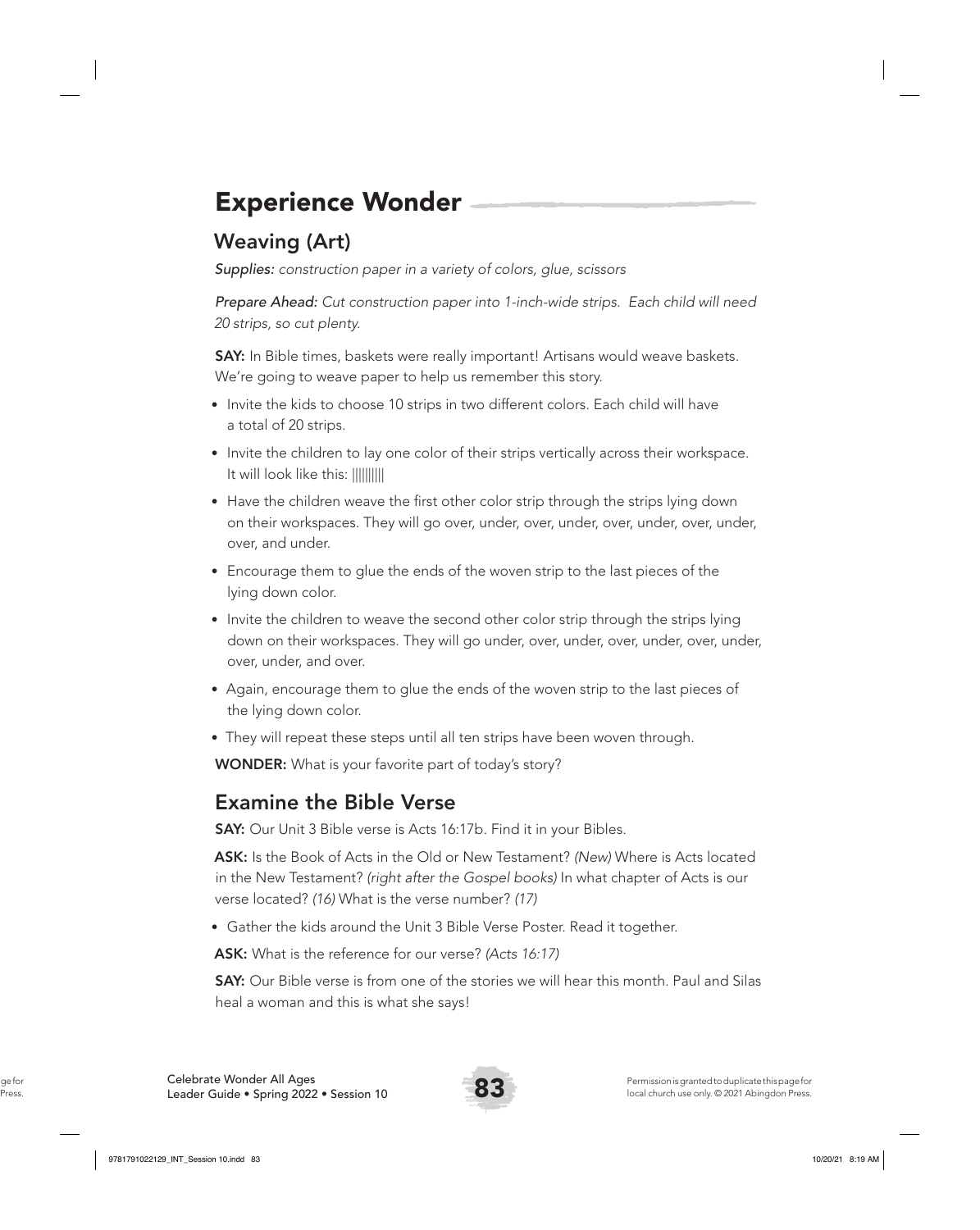# Experience Wonder

## Weaving (Art)

*Supplies: construction paper in a variety of colors, glue, scissors*

*Prepare Ahead: Cut construction paper into 1-inch-wide strips. Each child will need 20 strips, so cut plenty.*

**SAY:** In Bible times, baskets were really important! Artisans would weave baskets. We're going to weave paper to help us remember this story.

- Invite the kids to choose 10 strips in two different colors. Each child will have a total of 20 strips.
- Invite the children to lay one color of their strips vertically across their workspace. It will look like this: ||||||||||
- Have the children weave the first other color strip through the strips lying down on their workspaces. They will go over, under, over, under, over, under, over, under, over, and under.
- Encourage them to glue the ends of the woven strip to the last pieces of the lying down color.
- Invite the children to weave the second other color strip through the strips lying down on their workspaces. They will go under, over, under, over, under, over, under, over, under, and over.
- Again, encourage them to glue the ends of the woven strip to the last pieces of the lying down color.
- They will repeat these steps until all ten strips have been woven through.

**WONDER:** What is your favorite part of today's story?

## Examine the Bible Verse

**SAY:** Our Unit 3 Bible verse is Acts 16:17b. Find it in your Bibles.

**ASK:** Is the Book of Acts in the Old or New Testament? *(New)* Where is Acts located in the New Testament? *(right after the Gospel books)* In what chapter of Acts is our verse located? *(16)* What is the verse number? *(17)*

- Gather the kids around the Unit 3 Bible Verse Poster. Read it together.

**ASK:** What is the reference for our verse? *(Acts 16:17)*

**SAY:** Our Bible verse is from one of the stories we will hear this month. Paul and Silas heal a woman and this is what she says!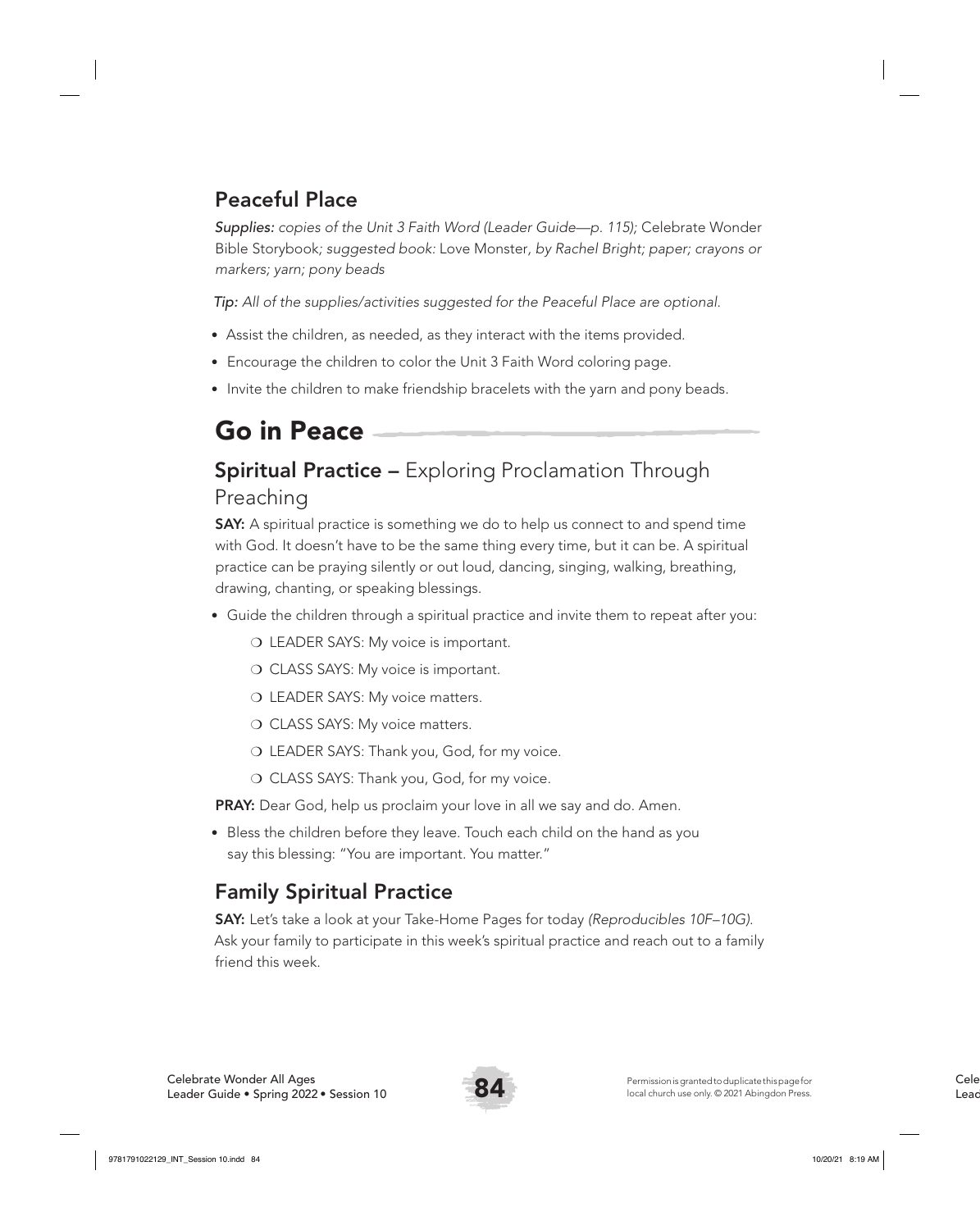## Peaceful Place

*Supplies: copies of the Unit 3 Faith Word (Leader Guide—p. 115);* Celebrate Wonder Bible Storybook*; suggested book:* Love Monster, *by Rachel Bright; paper; crayons or markers; yarn; pony beads*

*Tip: All of the supplies/activities suggested for the Peaceful Place are optional.*

- Assist the children, as needed, as they interact with the items provided.
- Encourage the children to color the Unit 3 Faith Word coloring page.
- Invite the children to make friendship bracelets with the yarn and pony beads.

# Go in Peace

## **Spiritual Practice –** Exploring Proclamation Through Preaching

**SAY:** A spiritual practice is something we do to help us connect to and spend time with God. It doesn't have to be the same thing every time, but it can be. A spiritual practice can be praying silently or out loud, dancing, singing, walking, breathing, drawing, chanting, or speaking blessings.

- Guide the children through a spiritual practice and invite them to repeat after you:
  - LEADER SAYS: My voice is important.
  - CLASS SAYS: My voice is important.
  - LEADER SAYS: My voice matters.
  - CLASS SAYS: My voice matters.
  - LEADER SAYS: Thank you, God, for my voice.
  - CLASS SAYS: Thank you, God, for my voice.

**PRAY:** Dear God, help us proclaim your love in all we say and do. Amen.

- Bless the children before they leave. Touch each child on the hand as you say this blessing: "You are important. You matter."

## Family Spiritual Practice

**SAY:** Let's take a look at your Take-Home Pages for today *(Reproducibles 10F–10G)*. Ask your family to participate in this week's spiritual practice and reach out to a family friend this week.

Permission is granted to duplicate this page for local church use only. © 2021 Abingdon Press.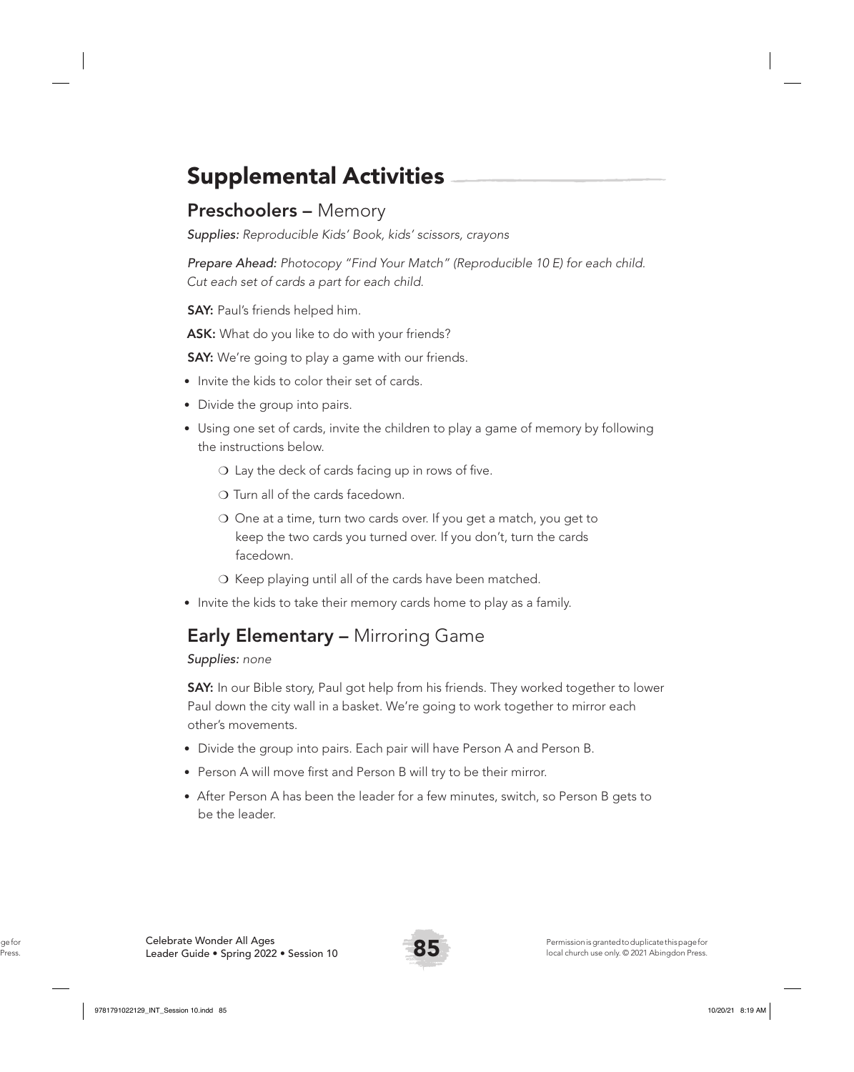# Supplemental Activities

## **Preschoolers –** Memory

*Supplies: Reproducible Kids' Book, kids' scissors, crayons*

*Prepare Ahead: Photocopy "Find Your Match" (Reproducible 10 E) for each child. Cut each set of cards a part for each child.*

**SAY:** Paul's friends helped him.

**ASK:** What do you like to do with your friends?

**SAY:** We're going to play a game with our friends.

- Invite the kids to color their set of cards.
- Divide the group into pairs.
- Using one set of cards, invite the children to play a game of memory by following the instructions below.
    - ❍ Lay the deck of cards facing up in rows of five.
    - ❍ Turn all of the cards facedown.
    - ❍ One at a time, turn two cards over. If you get a match, you get to keep the two cards you turned over. If you don't, turn the cards facedown.
    - ❍ Keep playing until all of the cards have been matched.
- Invite the kids to take their memory cards home to play as a family.

## **Early Elementary –** Mirroring Game

*Supplies: none*

**SAY:** In our Bible story, Paul got help from his friends. They worked together to lower Paul down the city wall in a basket. We're going to work together to mirror each other's movements.

- Divide the group into pairs. Each pair will have Person A and Person B.
- Person A will move first and Person B will try to be their mirror.
- After Person A has been the leader for a few minutes, switch, so Person B gets to be the leader.

Permission is granted to duplicate this page for local church use only. © 2021 Abingdon Press.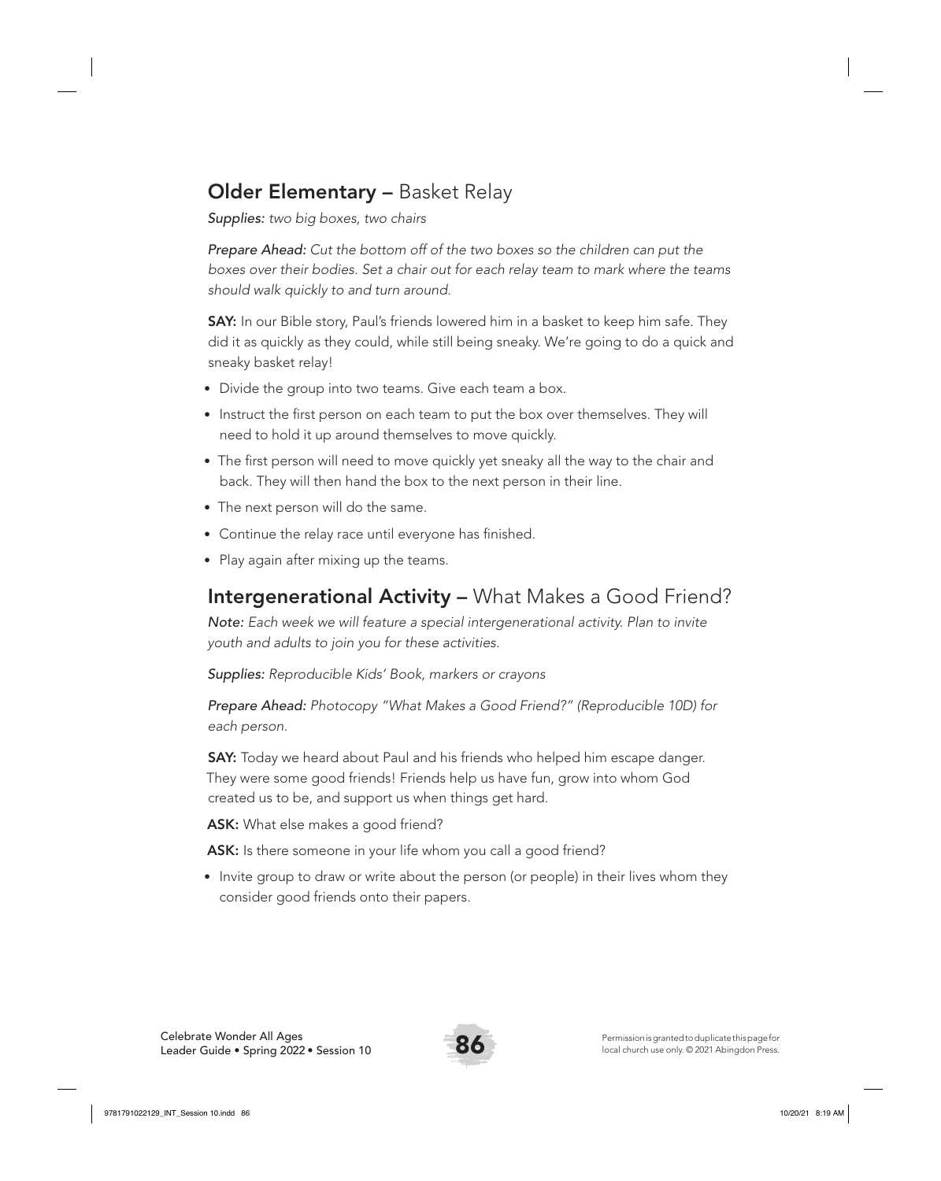## **Older Elementary –** Basket Relay

*Supplies: two big boxes, two chairs*

*Prepare Ahead: Cut the bottom off of the two boxes so the children can put the boxes over their bodies. Set a chair out for each relay team to mark where the teams should walk quickly to and turn around.*

**SAY:** In our Bible story, Paul's friends lowered him in a basket to keep him safe. They did it as quickly as they could, while still being sneaky. We're going to do a quick and sneaky basket relay!

- Divide the group into two teams. Give each team a box.
- Instruct the first person on each team to put the box over themselves. They will need to hold it up around themselves to move quickly.
- The first person will need to move quickly yet sneaky all the way to the chair and back. They will then hand the box to the next person in their line.
- The next person will do the same.
- Continue the relay race until everyone has finished.
- Play again after mixing up the teams.

## **Intergenerational Activity –** What Makes a Good Friend?

*Note: Each week we will feature a special intergenerational activity. Plan to invite youth and adults to join you for these activities.*

*Supplies: Reproducible Kids' Book, markers or crayons*

*Prepare Ahead: Photocopy "What Makes a Good Friend?" (Reproducible 10D) for each person.*

**SAY:** Today we heard about Paul and his friends who helped him escape danger. They were some good friends! Friends help us have fun, grow into whom God created us to be, and support us when things get hard.

**ASK:** What else makes a good friend?

**ASK:** Is there someone in your life whom you call a good friend?

- Invite group to draw or write about the person (or people) in their lives whom they consider good friends onto their papers.

Permission is granted to duplicate this page for local church use only. © 2021 Abingdon Press.